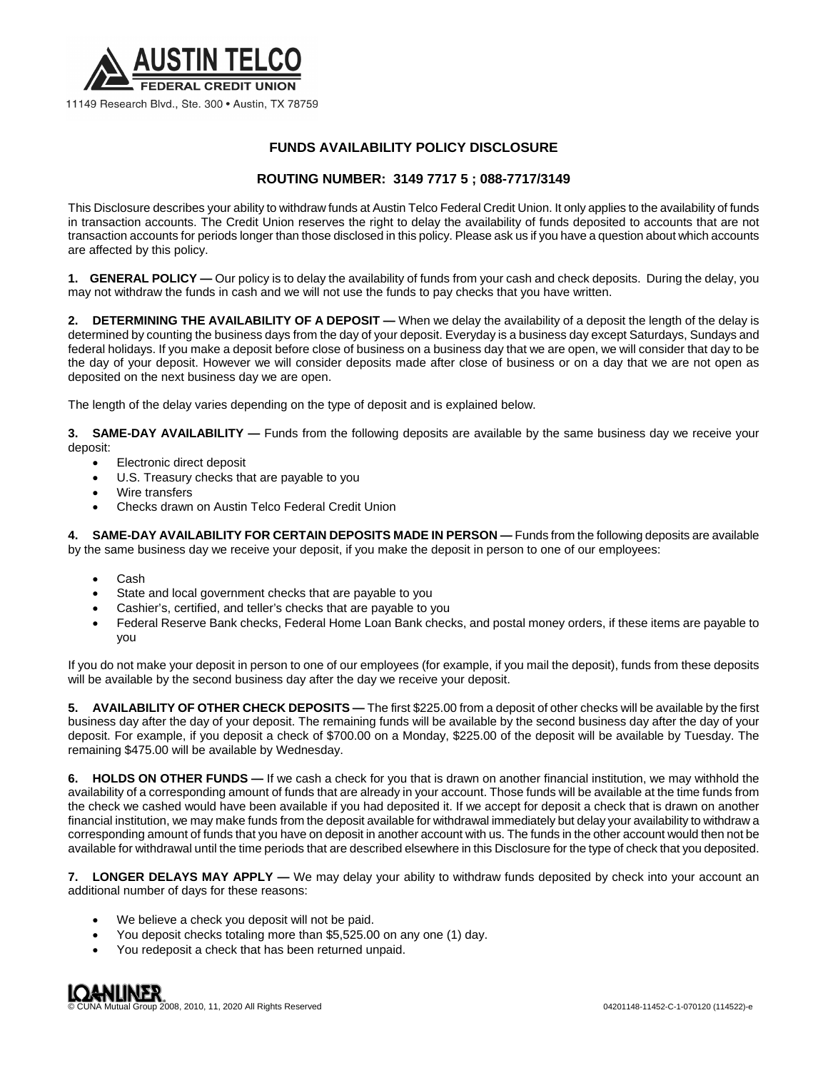**AUSTIN TELCO**
**FEDERAL CREDIT UNION**

11149 Research Blvd., Ste. 300 • Austin, TX 78759

## FUNDS AVAILABILITY POLICY DISCLOSURE

## ROUTING NUMBER: 3149 7717 5 ; 088-7717/3149

This Disclosure describes your ability to withdraw funds at Austin Telco Federal Credit Union. It only applies to the availability of funds in transaction accounts. The Credit Union reserves the right to delay the availability of funds deposited to accounts that are not transaction accounts for periods longer than those disclosed in this policy. Please ask us if you have a question about which accounts are affected by this policy.

**1. GENERAL POLICY —** Our policy is to delay the availability of funds from your cash and check deposits. During the delay, you may not withdraw the funds in cash and we will not use the funds to pay checks that you have written.

**2. DETERMINING THE AVAILABILITY OF A DEPOSIT —** When we delay the availability of a deposit the length of the delay is determined by counting the business days from the day of your deposit. Everyday is a business day except Saturdays, Sundays and federal holidays. If you make a deposit before close of business on a business day that we are open, we will consider that day to be the day of your deposit. However we will consider deposits made after close of business or on a day that we are not open as deposited on the next business day we are open.

The length of the delay varies depending on the type of deposit and is explained below.

**3. SAME-DAY AVAILABILITY —** Funds from the following deposits are available by the same business day we receive your deposit:

- Electronic direct deposit
- U.S. Treasury checks that are payable to you
- Wire transfers
- Checks drawn on Austin Telco Federal Credit Union

**4. SAME-DAY AVAILABILITY FOR CERTAIN DEPOSITS MADE IN PERSON —** Funds from the following deposits are available by the same business day we receive your deposit, if you make the deposit in person to one of our employees:

- Cash
- State and local government checks that are payable to you
- Cashier's, certified, and teller's checks that are payable to you
- Federal Reserve Bank checks, Federal Home Loan Bank checks, and postal money orders, if these items are payable to you

If you do not make your deposit in person to one of our employees (for example, if you mail the deposit), funds from these deposits will be available by the second business day after the day we receive your deposit.

**5. AVAILABILITY OF OTHER CHECK DEPOSITS —** The first $225.00 from a deposit of other checks will be available by the first business day after the day of your deposit. The remaining funds will be available by the second business day after the day of your deposit. For example, if you deposit a check of $700.00 on a Monday, $225.00 of the deposit will be available by Tuesday. The remaining $475.00 will be available by Wednesday.

**6. HOLDS ON OTHER FUNDS —** If we cash a check for you that is drawn on another financial institution, we may withhold the availability of a corresponding amount of funds that are already in your account. Those funds will be available at the time funds from the check we cashed would have been available if you had deposited it. If we accept for deposit a check that is drawn on another financial institution, we may make funds from the deposit available for withdrawal immediately but delay your availability to withdraw a corresponding amount of funds that you have on deposit in another account with us. The funds in the other account would then not be available for withdrawal until the time periods that are described elsewhere in this Disclosure for the type of check that you deposited.

**7. LONGER DELAYS MAY APPLY —** We may delay your ability to withdraw funds deposited by check into your account an additional number of days for these reasons:

- We believe a check you deposit will not be paid.
- You deposit checks totaling more than $5,525.00 on any one (1) day.
- You redeposit a check that has been returned unpaid.

LOANLINER®
© CUNA Mutual Group 2008, 2010, 11, 2020 All Rights Reserved 04201148-11452-C-1-070120 (114522)-e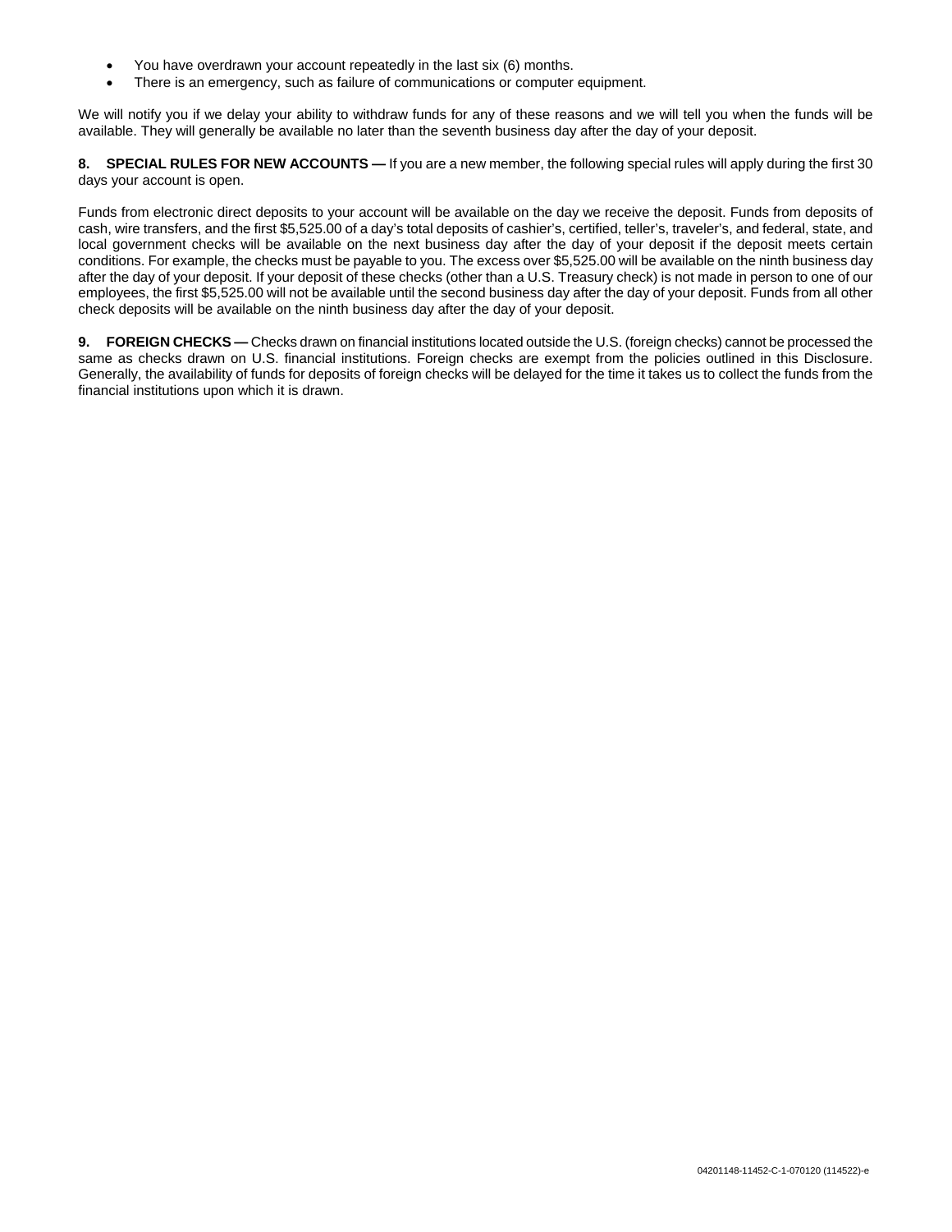- You have overdrawn your account repeatedly in the last six (6) months.
- There is an emergency, such as failure of communications or computer equipment.

We will notify you if we delay your ability to withdraw funds for any of these reasons and we will tell you when the funds will be available. They will generally be available no later than the seventh business day after the day of your deposit.

**8. SPECIAL RULES FOR NEW ACCOUNTS —** If you are a new member, the following special rules will apply during the first 30 days your account is open.

Funds from electronic direct deposits to your account will be available on the day we receive the deposit. Funds from deposits of cash, wire transfers, and the first $5,525.00 of a day's total deposits of cashier's, certified, teller's, traveler's, and federal, state, and local government checks will be available on the next business day after the day of your deposit if the deposit meets certain conditions. For example, the checks must be payable to you. The excess over $5,525.00 will be available on the ninth business day after the day of your deposit. If your deposit of these checks (other than a U.S. Treasury check) is not made in person to one of our employees, the first $5,525.00 will not be available until the second business day after the day of your deposit. Funds from all other check deposits will be available on the ninth business day after the day of your deposit.

**9. FOREIGN CHECKS —** Checks drawn on financial institutions located outside the U.S. (foreign checks) cannot be processed the same as checks drawn on U.S. financial institutions. Foreign checks are exempt from the policies outlined in this Disclosure. Generally, the availability of funds for deposits of foreign checks will be delayed for the time it takes us to collect the funds from the financial institutions upon which it is drawn.

04201148-11452-C-1-070120 (114522)-e